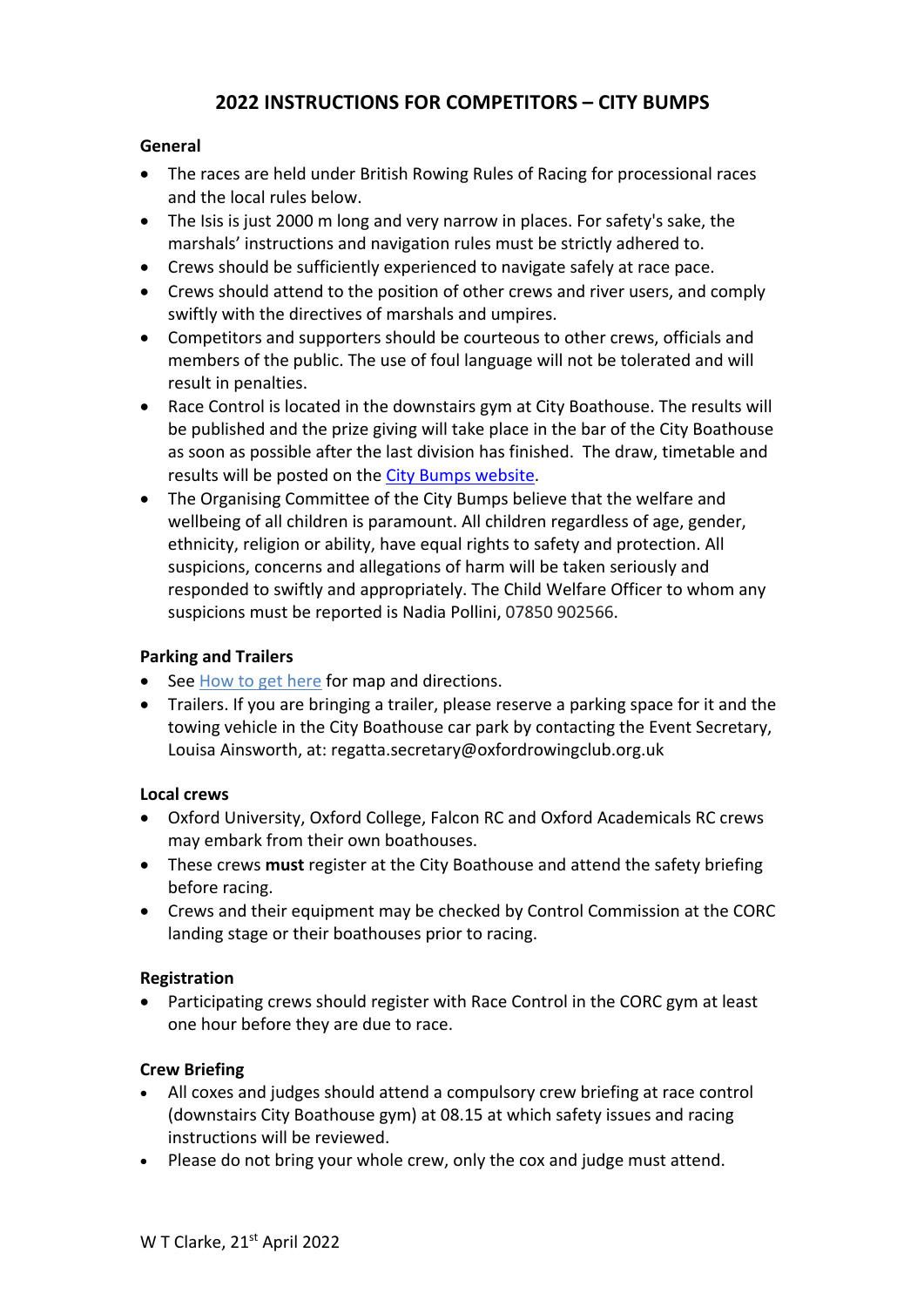# 2022 INSTRUCTIONS FOR COMPETITORS – CITY BUMPS

### General

- The races are held under British Rowing Rules of Racing for processional races and the local rules below.
- The Isis is just 2000 m long and very narrow in places. For safety's sake, the marshals' instructions and navigation rules must be strictly adhered to.
- Crews should be sufficiently experienced to navigate safely at race pace.
- Crews should attend to the position of other crews and river users, and comply swiftly with the directives of marshals and umpires.
- Competitors and supporters should be courteous to other crews, officials and members of the public. The use of foul language will not be tolerated and will result in penalties.
- Race Control is located in the downstairs gym at City Boathouse. The results will be published and the prize giving will take place in the bar of the City Boathouse as soon as possible after the last division has finished. The draw, timetable and results will be posted on the City Bumps website.
- The Organising Committee of the City Bumps believe that the welfare and wellbeing of all children is paramount. All children regardless of age, gender, ethnicity, religion or ability, have equal rights to safety and protection. All suspicions, concerns and allegations of harm will be taken seriously and responded to swiftly and appropriately. The Child Welfare Officer to whom any suspicions must be reported is Nadia Pollini, 07850 902566.

### Parking and Trailers

- See How to get here for map and directions.
- Trailers. If you are bringing a trailer, please reserve a parking space for it and the towing vehicle in the City Boathouse car park by contacting the Event Secretary, Louisa Ainsworth, at: regatta.secretary@oxfordrowingclub.org.uk

### Local crews

- Oxford University, Oxford College, Falcon RC and Oxford Academicals RC crews may embark from their own boathouses.
- These crews **must** register at the City Boathouse and attend the safety briefing before racing.
- Crews and their equipment may be checked by Control Commission at the CORC landing stage or their boathouses prior to racing.

### Registration

- Participating crews should register with Race Control in the CORC gym at least one hour before they are due to race.

### Crew Briefing

- All coxes and judges should attend a compulsory crew briefing at race control (downstairs City Boathouse gym) at 08.15 at which safety issues and racing instructions will be reviewed.
- Please do not bring your whole crew, only the cox and judge must attend.

W T Clarke, 21st April 2022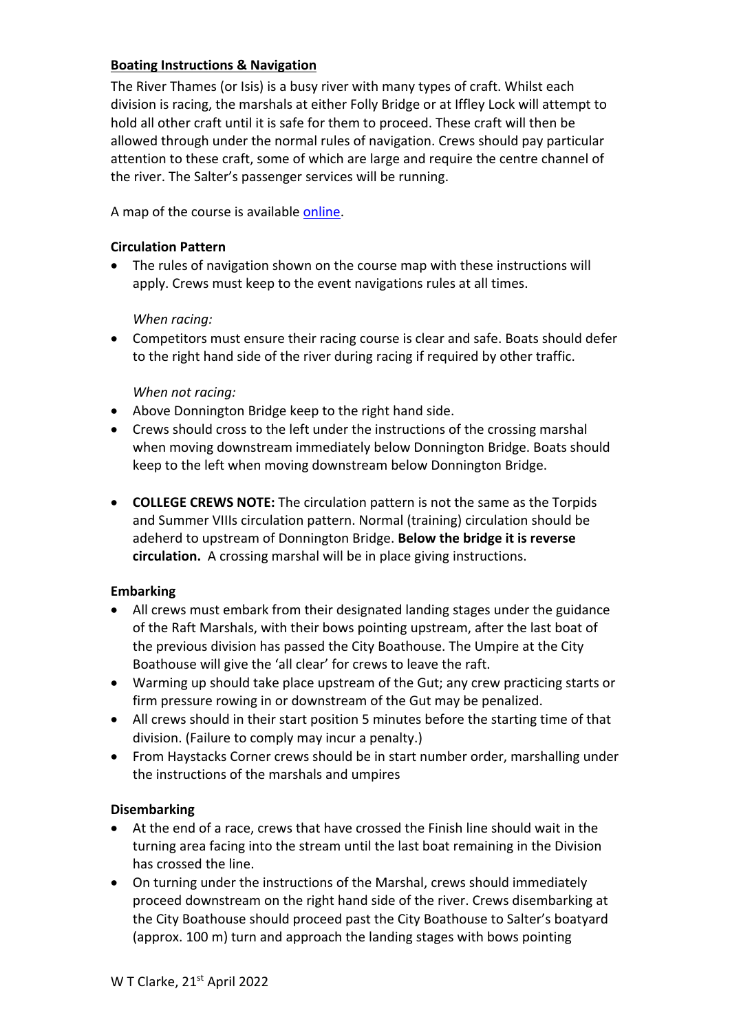## Boating Instructions & Navigation

The River Thames (or Isis) is a busy river with many types of craft. Whilst each division is racing, the marshals at either Folly Bridge or at Iffley Lock will attempt to hold all other craft until it is safe for them to proceed. These craft will then be allowed through under the normal rules of navigation. Crews should pay particular attention to these craft, some of which are large and require the centre channel of the river. The Salter's passenger services will be running.

A map of the course is available online.

### Circulation Pattern

- The rules of navigation shown on the course map with these instructions will apply. Crews must keep to the event navigations rules at all times.

  *When racing:*

- Competitors must ensure their racing course is clear and safe. Boats should defer to the right hand side of the river during racing if required by other traffic.

  *When not racing:*

- Above Donnington Bridge keep to the right hand side.
- Crews should cross to the left under the instructions of the crossing marshal when moving downstream immediately below Donnington Bridge. Boats should keep to the left when moving downstream below Donnington Bridge.

- **COLLEGE CREWS NOTE:** The circulation pattern is not the same as the Torpids and Summer VIIIs circulation pattern. Normal (training) circulation should be adeherd to upstream of Donnington Bridge. **Below the bridge it is reverse circulation.** A crossing marshal will be in place giving instructions.

### Embarking

- All crews must embark from their designated landing stages under the guidance of the Raft Marshals, with their bows pointing upstream, after the last boat of the previous division has passed the City Boathouse. The Umpire at the City Boathouse will give the 'all clear' for crews to leave the raft.
- Warming up should take place upstream of the Gut; any crew practicing starts or firm pressure rowing in or downstream of the Gut may be penalized.
- All crews should in their start position 5 minutes before the starting time of that division. (Failure to comply may incur a penalty.)
- From Haystacks Corner crews should be in start number order, marshalling under the instructions of the marshals and umpires

### Disembarking

- At the end of a race, crews that have crossed the Finish line should wait in the turning area facing into the stream until the last boat remaining in the Division has crossed the line.
- On turning under the instructions of the Marshal, crews should immediately proceed downstream on the right hand side of the river. Crews disembarking at the City Boathouse should proceed past the City Boathouse to Salter's boatyard (approx. 100 m) turn and approach the landing stages with bows pointing

W T Clarke, 21st April 2022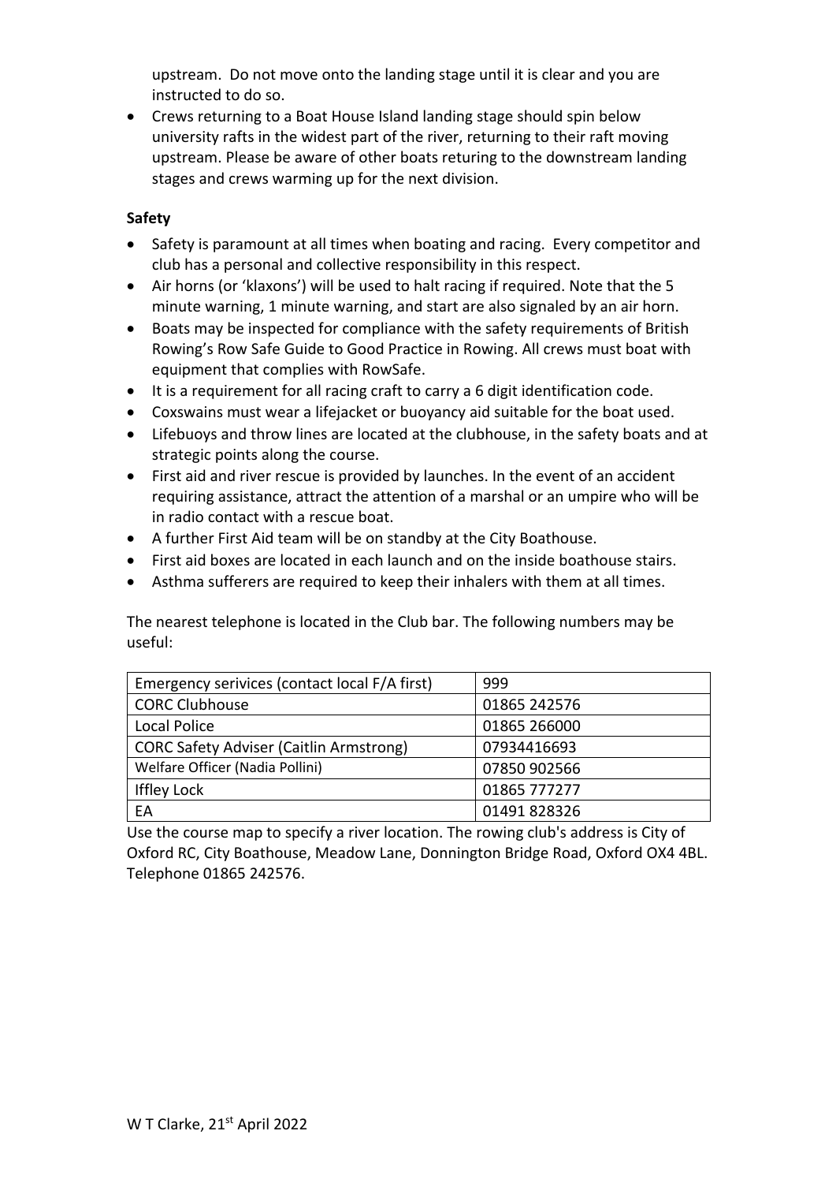upstream. Do not move onto the landing stage until it is clear and you are instructed to do so.

- Crews returning to a Boat House Island landing stage should spin below university rafts in the widest part of the river, returning to their raft moving upstream. Please be aware of other boats returing to the downstream landing stages and crews warming up for the next division.

**Safety**

- Safety is paramount at all times when boating and racing. Every competitor and club has a personal and collective responsibility in this respect.
- Air horns (or 'klaxons') will be used to halt racing if required. Note that the 5 minute warning, 1 minute warning, and start are also signaled by an air horn.
- Boats may be inspected for compliance with the safety requirements of British Rowing's Row Safe Guide to Good Practice in Rowing. All crews must boat with equipment that complies with RowSafe.
- It is a requirement for all racing craft to carry a 6 digit identification code.
- Coxswains must wear a lifejacket or buoyancy aid suitable for the boat used.
- Lifebuoys and throw lines are located at the clubhouse, in the safety boats and at strategic points along the course.
- First aid and river rescue is provided by launches. In the event of an accident requiring assistance, attract the attention of a marshal or an umpire who will be in radio contact with a rescue boat.
- A further First Aid team will be on standby at the City Boathouse.
- First aid boxes are located in each launch and on the inside boathouse stairs.
- Asthma sufferers are required to keep their inhalers with them at all times.

The nearest telephone is located in the Club bar. The following numbers may be useful:

| | |
|---|---|
| Emergency serivices (contact local F/A first) | 999 |
| CORC Clubhouse | 01865 242576 |
| Local Police | 01865 266000 |
| CORC Safety Adviser (Caitlin Armstrong) | 07934416693 |
| Welfare Officer (Nadia Pollini) | 07850 902566 |
| Iffley Lock | 01865 777277 |
| EA | 01491 828326 |

Use the course map to specify a river location. The rowing club's address is City of Oxford RC, City Boathouse, Meadow Lane, Donnington Bridge Road, Oxford OX4 4BL. Telephone 01865 242576.

W T Clarke, 21st April 2022